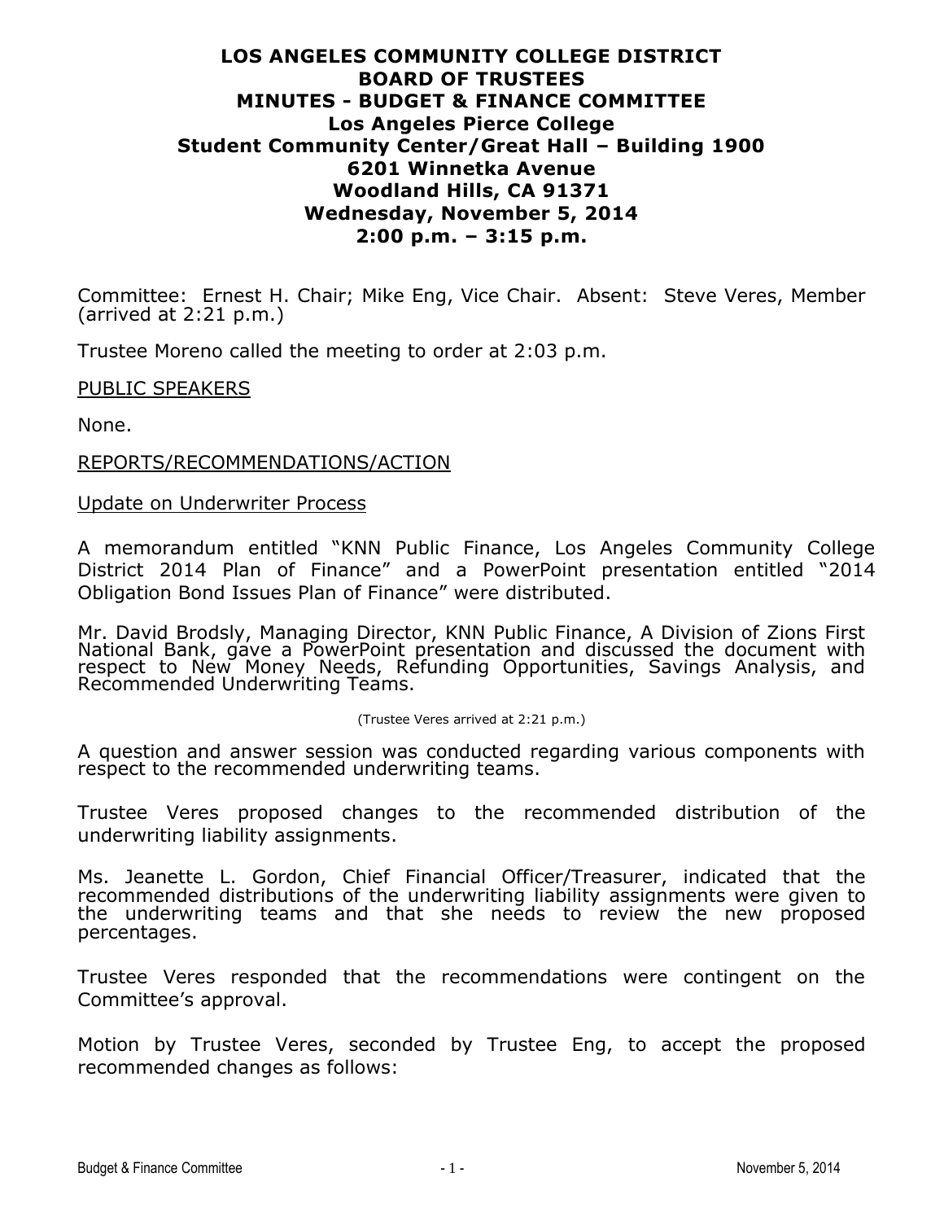# LOS ANGELES COMMUNITY COLLEGE DISTRICT
## BOARD OF TRUSTEES
## MINUTES - BUDGET & FINANCE COMMITTEE
### Los Angeles Pierce College
### Student Community Center/Great Hall – Building 1900
### 6201 Winnetka Avenue
### Woodland Hills, CA 91371
### Wednesday, November 5, 2014
### 2:00 p.m. – 3:15 p.m.

Committee: Ernest H. Chair; Mike Eng, Vice Chair. Absent: Steve Veres, Member (arrived at 2:21 p.m.)

Trustee Moreno called the meeting to order at 2:03 p.m.

PUBLIC SPEAKERS

None.

REPORTS/RECOMMENDATIONS/ACTION

Update on Underwriter Process

A memorandum entitled "KNN Public Finance, Los Angeles Community College District 2014 Plan of Finance" and a PowerPoint presentation entitled "2014 Obligation Bond Issues Plan of Finance" were distributed.

Mr. David Brodsly, Managing Director, KNN Public Finance, A Division of Zions First National Bank, gave a PowerPoint presentation and discussed the document with respect to New Money Needs, Refunding Opportunities, Savings Analysis, and Recommended Underwriting Teams.

(Trustee Veres arrived at 2:21 p.m.)

A question and answer session was conducted regarding various components with respect to the recommended underwriting teams.

Trustee Veres proposed changes to the recommended distribution of the underwriting liability assignments.

Ms. Jeanette L. Gordon, Chief Financial Officer/Treasurer, indicated that the recommended distributions of the underwriting liability assignments were given to the underwriting teams and that she needs to review the new proposed percentages.

Trustee Veres responded that the recommendations were contingent on the Committee's approval.

Motion by Trustee Veres, seconded by Trustee Eng, to accept the proposed recommended changes as follows: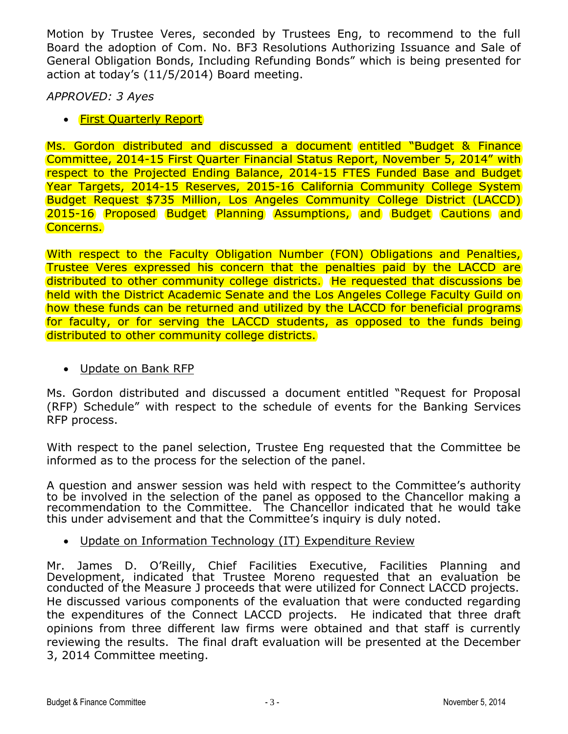Motion by Trustee Veres, seconded by Trustees Eng, to recommend to the full Board the adoption of Com. No. BF3 Resolutions Authorizing Issuance and Sale of General Obligation Bonds, Including Refunding Bonds" which is being presented for action at today's (11/5/2014) Board meeting.

*APPROVED: 3 Ayes*

- <u>First Quarterly Report</u>

Ms. Gordon distributed and discussed a document entitled "Budget & Finance Committee, 2014-15 First Quarter Financial Status Report, November 5, 2014" with respect to the Projected Ending Balance, 2014-15 FTES Funded Base and Budget Year Targets, 2014-15 Reserves, 2015-16 California Community College System Budget Request $735 Million, Los Angeles Community College District (LACCD) 2015-16 Proposed Budget Planning Assumptions, and Budget Cautions and Concerns.

With respect to the Faculty Obligation Number (FON) Obligations and Penalties, Trustee Veres expressed his concern that the penalties paid by the LACCD are distributed to other community college districts. He requested that discussions be held with the District Academic Senate and the Los Angeles College Faculty Guild on how these funds can be returned and utilized by the LACCD for beneficial programs for faculty, or for serving the LACCD students, as opposed to the funds being distributed to other community college districts.

- <u>Update on Bank RFP</u>

Ms. Gordon distributed and discussed a document entitled "Request for Proposal (RFP) Schedule" with respect to the schedule of events for the Banking Services RFP process.

With respect to the panel selection, Trustee Eng requested that the Committee be informed as to the process for the selection of the panel.

A question and answer session was held with respect to the Committee's authority to be involved in the selection of the panel as opposed to the Chancellor making a recommendation to the Committee. The Chancellor indicated that he would take this under advisement and that the Committee's inquiry is duly noted.

- <u>Update on Information Technology (IT) Expenditure Review</u>

Mr. James D. O'Reilly, Chief Facilities Executive, Facilities Planning and Development, indicated that Trustee Moreno requested that an evaluation be conducted of the Measure J proceeds that were utilized for Connect LACCD projects. He discussed various components of the evaluation that were conducted regarding the expenditures of the Connect LACCD projects. He indicated that three draft opinions from three different law firms were obtained and that staff is currently reviewing the results. The final draft evaluation will be presented at the December 3, 2014 Committee meeting.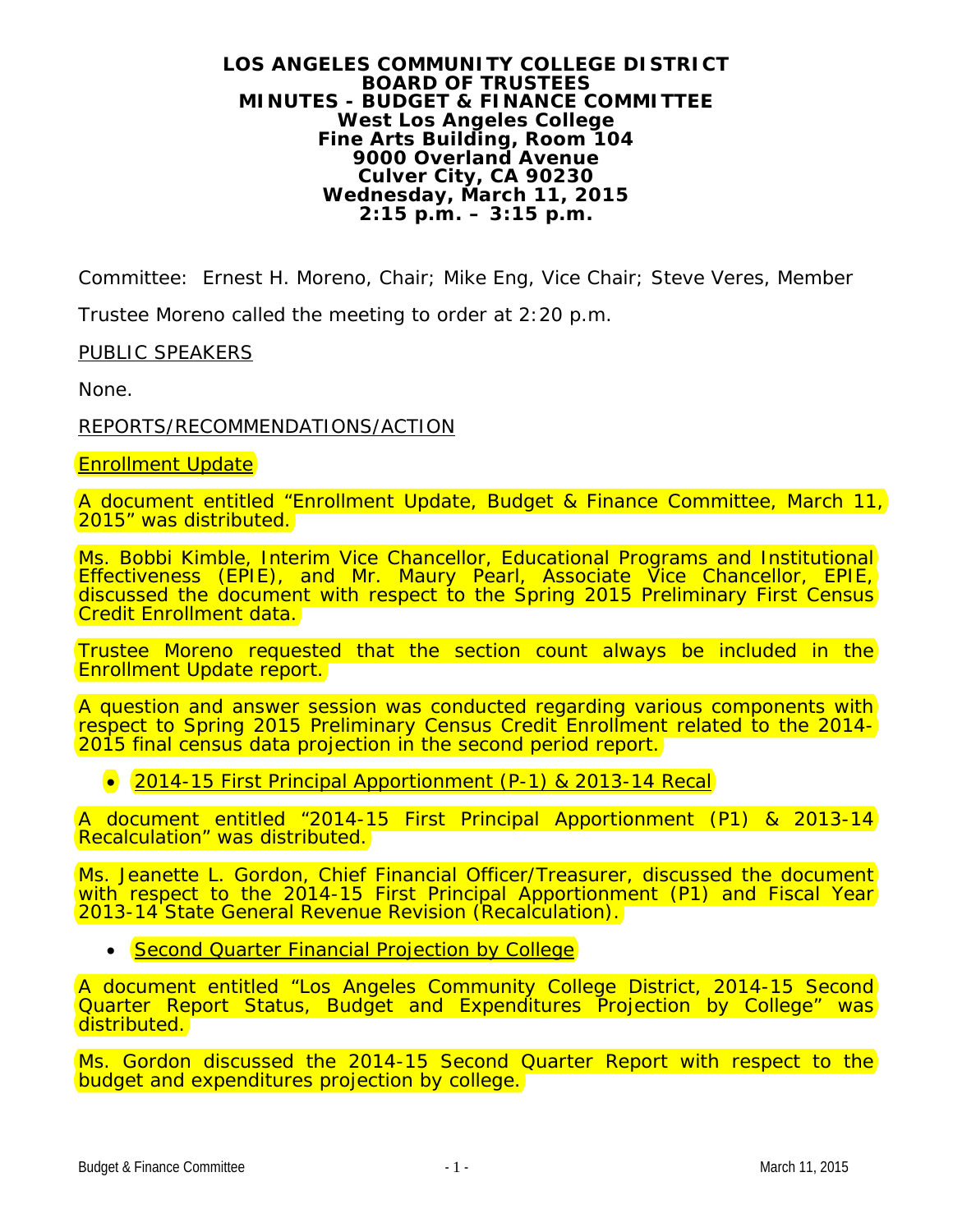**LOS ANGELES COMMUNITY COLLEGE DISTRICT**
**BOARD OF TRUSTEES**
**MINUTES - BUDGET & FINANCE COMMITTEE**
**West Los Angeles College**
**Fine Arts Building, Room 104**
**9000 Overland Avenue**
**Culver City, CA 90230**
**Wednesday, March 11, 2015**
**2:15 p.m. – 3:15 p.m.**

Committee: Ernest H. Moreno, Chair; Mike Eng, Vice Chair; Steve Veres, Member

Trustee Moreno called the meeting to order at 2:20 p.m.

<u>PUBLIC SPEAKERS</u>

None.

<u>REPORTS/RECOMMENDATIONS/ACTION</u>

<u>Enrollment Update</u>

A document entitled "Enrollment Update, Budget & Finance Committee, March 11, 2015" was distributed.

Ms. Bobbi Kimble, Interim Vice Chancellor, Educational Programs and Institutional Effectiveness (EPIE), and Mr. Maury Pearl, Associate Vice Chancellor, EPIE, discussed the document with respect to the Spring 2015 Preliminary First Census Credit Enrollment data.

Trustee Moreno requested that the section count always be included in the Enrollment Update report.

A question and answer session was conducted regarding various components with respect to Spring 2015 Preliminary Census Credit Enrollment related to the 2014-2015 final census data projection in the second period report.

- <u>2014-15 First Principal Apportionment (P-1) & 2013-14 Recal</u>

A document entitled "2014-15 First Principal Apportionment (P1) & 2013-14 Recalculation" was distributed.

Ms. Jeanette L. Gordon, Chief Financial Officer/Treasurer, discussed the document with respect to the 2014-15 First Principal Apportionment (P1) and Fiscal Year 2013-14 State General Revenue Revision (Recalculation).

- <u>Second Quarter Financial Projection by College</u>

A document entitled "Los Angeles Community College District, 2014-15 Second Quarter Report Status, Budget and Expenditures Projection by College" was distributed.

Ms. Gordon discussed the 2014-15 Second Quarter Report with respect to the budget and expenditures projection by college.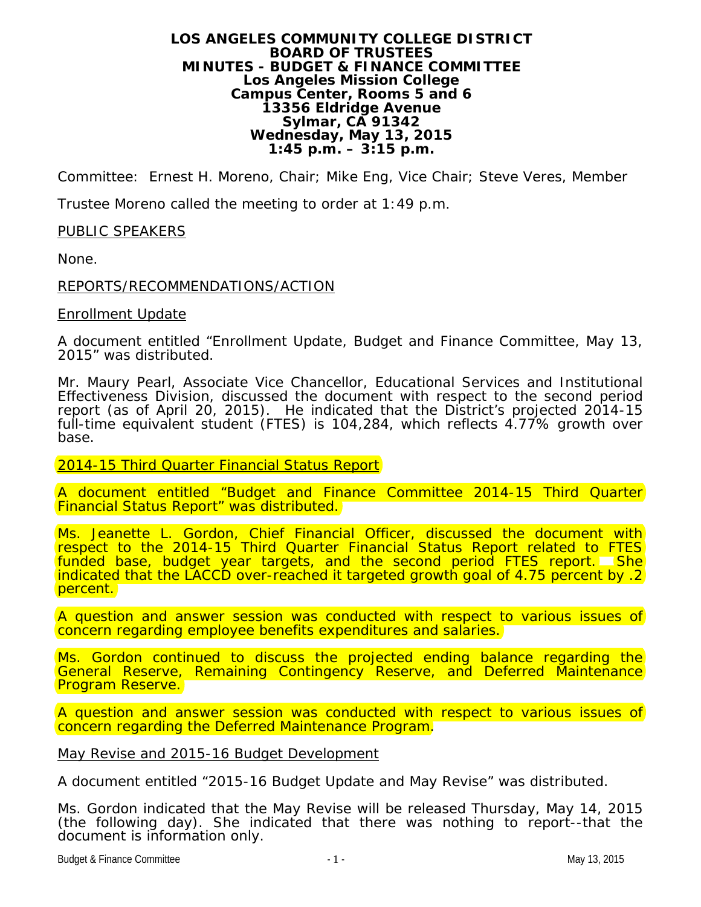**LOS ANGELES COMMUNITY COLLEGE DISTRICT**
**BOARD OF TRUSTEES**
**MINUTES - BUDGET & FINANCE COMMITTEE**
**Los Angeles Mission College**
**Campus Center, Rooms 5 and 6**
**13356 Eldridge Avenue**
**Sylmar, CA 91342**
**Wednesday, May 13, 2015**
**1:45 p.m. – 3:15 p.m.**

Committee: Ernest H. Moreno, Chair; Mike Eng, Vice Chair; Steve Veres, Member

Trustee Moreno called the meeting to order at 1:49 p.m.

PUBLIC SPEAKERS

None.

REPORTS/RECOMMENDATIONS/ACTION

Enrollment Update

A document entitled "Enrollment Update, Budget and Finance Committee, May 13, 2015" was distributed.

Mr. Maury Pearl, Associate Vice Chancellor, Educational Services and Institutional Effectiveness Division, discussed the document with respect to the second period report (as of April 20, 2015). He indicated that the District's projected 2014-15 full-time equivalent student (FTES) is 104,284, which reflects 4.77% growth over base.

2014-15 Third Quarter Financial Status Report

A document entitled "Budget and Finance Committee 2014-15 Third Quarter Financial Status Report" was distributed.

Ms. Jeanette L. Gordon, Chief Financial Officer, discussed the document with respect to the 2014-15 Third Quarter Financial Status Report related to FTES funded base, budget year targets, and the second period FTES report. She indicated that the LACCD over-reached it targeted growth goal of 4.75 percent by .2 percent.

A question and answer session was conducted with respect to various issues of concern regarding employee benefits expenditures and salaries.

Ms. Gordon continued to discuss the projected ending balance regarding the General Reserve, Remaining Contingency Reserve, and Deferred Maintenance Program Reserve.

A question and answer session was conducted with respect to various issues of concern regarding the Deferred Maintenance Program.

May Revise and 2015-16 Budget Development

A document entitled "2015-16 Budget Update and May Revise" was distributed.

Ms. Gordon indicated that the May Revise will be released Thursday, May 14, 2015 (the following day). She indicated that there was nothing to report--that the document is information only.